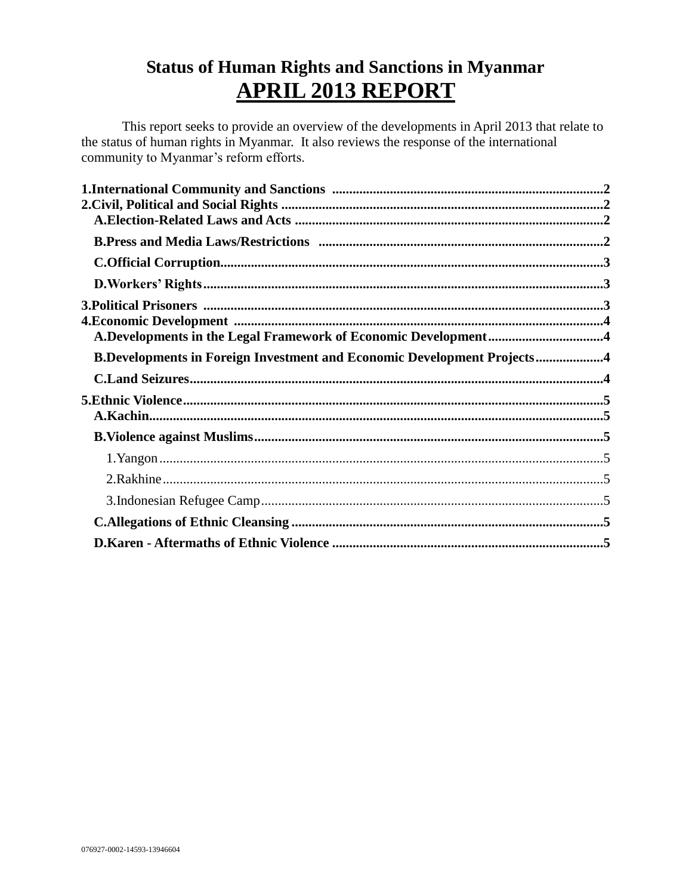# Status of Human Rights and Sanctions in Myanmar

# APRIL 2013 REPORT

This report seeks to provide an overview of the developments in April 2013 that relate to the status of human rights in Myanmar. It also reviews the response of the international community to Myanmar's reform efforts.

**1.International Community and Sanctions** .....2
**2.Civil, Political and Social Rights** .....2
- **A.Election-Related Laws and Acts** .....2
- **B.Press and Media Laws/Restrictions** .....2
- **C.Official Corruption**.....3
- **D.Workers' Rights**.....3

**3.Political Prisoners** .....3
**4.Economic Development** .....4
- **A.Developments in the Legal Framework of Economic Development**.....4
- **B.Developments in Foreign Investment and Economic Development Projects**.....4
- **C.Land Seizures**.....4

**5.Ethnic Violence**.....5
- **A.Kachin**.....5
- **B.Violence against Muslims**.....5
  - 1.Yangon.....5
  - 2.Rakhine.....5
  - 3.Indonesian Refugee Camp.....5
- **C.Allegations of Ethnic Cleansing**.....5
- **D.Karen - Aftermaths of Ethnic Violence** .....5

076927-0002-14593-13946604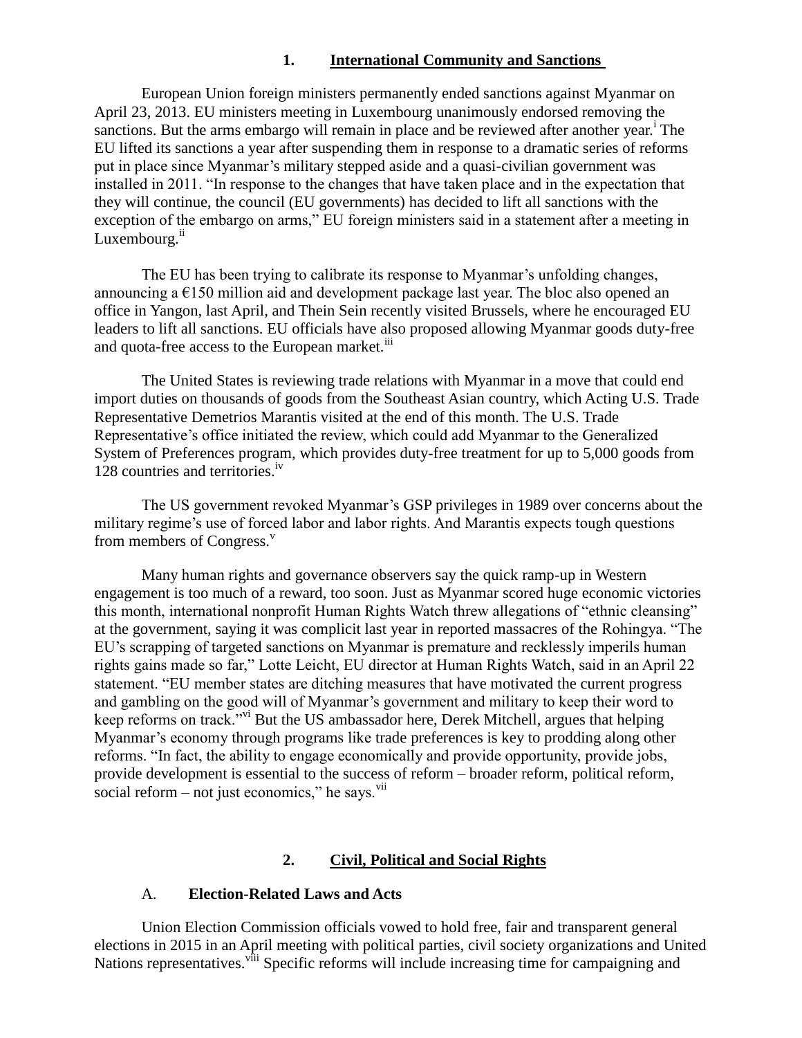## 1. International Community and Sanctions

European Union foreign ministers permanently ended sanctions against Myanmar on April 23, 2013. EU ministers meeting in Luxembourg unanimously endorsed removing the sanctions. But the arms embargo will remain in place and be reviewed after another year.[i] The EU lifted its sanctions a year after suspending them in response to a dramatic series of reforms put in place since Myanmar's military stepped aside and a quasi-civilian government was installed in 2011. "In response to the changes that have taken place and in the expectation that they will continue, the council (EU governments) has decided to lift all sanctions with the exception of the embargo on arms," EU foreign ministers said in a statement after a meeting in Luxembourg.[ii]

The EU has been trying to calibrate its response to Myanmar's unfolding changes, announcing a €150 million aid and development package last year. The bloc also opened an office in Yangon, last April, and Thein Sein recently visited Brussels, where he encouraged EU leaders to lift all sanctions. EU officials have also proposed allowing Myanmar goods duty-free and quota-free access to the European market.[iii]

The United States is reviewing trade relations with Myanmar in a move that could end import duties on thousands of goods from the Southeast Asian country, which Acting U.S. Trade Representative Demetrios Marantis visited at the end of this month. The U.S. Trade Representative's office initiated the review, which could add Myanmar to the Generalized System of Preferences program, which provides duty-free treatment for up to 5,000 goods from 128 countries and territories.[iv]

The US government revoked Myanmar's GSP privileges in 1989 over concerns about the military regime's use of forced labor and labor rights. And Marantis expects tough questions from members of Congress.[v]

Many human rights and governance observers say the quick ramp-up in Western engagement is too much of a reward, too soon. Just as Myanmar scored huge economic victories this month, international nonprofit Human Rights Watch threw allegations of "ethnic cleansing" at the government, saying it was complicit last year in reported massacres of the Rohingya. "The EU's scrapping of targeted sanctions on Myanmar is premature and recklessly imperils human rights gains made so far," Lotte Leicht, EU director at Human Rights Watch, said in an April 22 statement. "EU member states are ditching measures that have motivated the current progress and gambling on the good will of Myanmar's government and military to keep their word to keep reforms on track."[vi] But the US ambassador here, Derek Mitchell, argues that helping Myanmar's economy through programs like trade preferences is key to prodding along other reforms. "In fact, the ability to engage economically and provide opportunity, provide jobs, provide development is essential to the success of reform – broader reform, political reform, social reform – not just economics," he says.[vii]

## 2. Civil, Political and Social Rights

### A. Election-Related Laws and Acts

Union Election Commission officials vowed to hold free, fair and transparent general elections in 2015 in an April meeting with political parties, civil society organizations and United Nations representatives.[viii] Specific reforms will include increasing time for campaigning and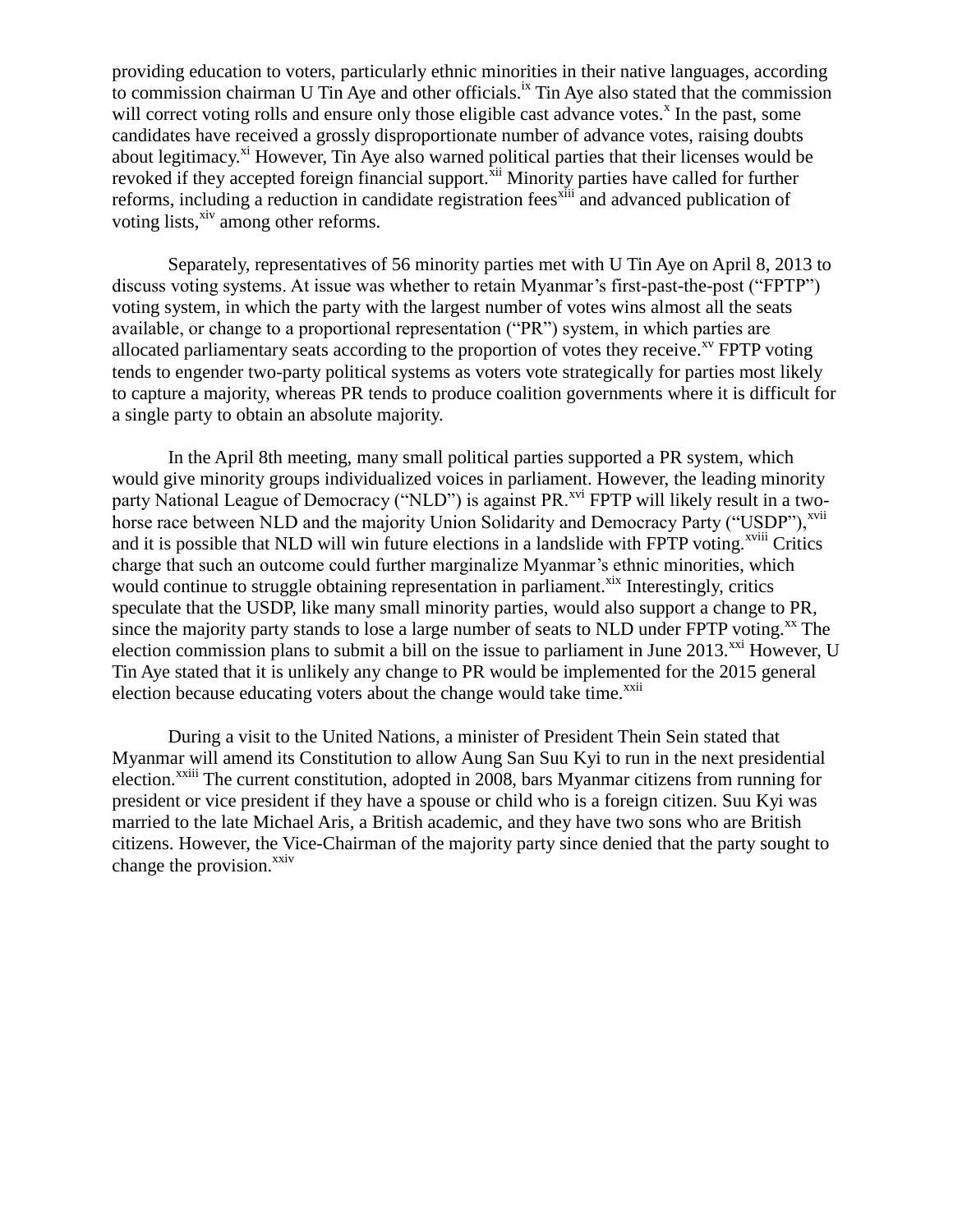providing education to voters, particularly ethnic minorities in their native languages, according to commission chairman U Tin Aye and other officials.[ix] Tin Aye also stated that the commission will correct voting rolls and ensure only those eligible cast advance votes.[x] In the past, some candidates have received a grossly disproportionate number of advance votes, raising doubts about legitimacy.[xi] However, Tin Aye also warned political parties that their licenses would be revoked if they accepted foreign financial support.[xii] Minority parties have called for further reforms, including a reduction in candidate registration fees[xiii] and advanced publication of voting lists,[xiv] among other reforms.

Separately, representatives of 56 minority parties met with U Tin Aye on April 8, 2013 to discuss voting systems. At issue was whether to retain Myanmar's first-past-the-post ("FPTP") voting system, in which the party with the largest number of votes wins almost all the seats available, or change to a proportional representation ("PR") system, in which parties are allocated parliamentary seats according to the proportion of votes they receive.[xv] FPTP voting tends to engender two-party political systems as voters vote strategically for parties most likely to capture a majority, whereas PR tends to produce coalition governments where it is difficult for a single party to obtain an absolute majority.

In the April 8th meeting, many small political parties supported a PR system, which would give minority groups individualized voices in parliament. However, the leading minority party National League of Democracy ("NLD") is against PR.[xvi] FPTP will likely result in a two-horse race between NLD and the majority Union Solidarity and Democracy Party ("USDP"),[xvii] and it is possible that NLD will win future elections in a landslide with FPTP voting.[xviii] Critics charge that such an outcome could further marginalize Myanmar's ethnic minorities, which would continue to struggle obtaining representation in parliament.[xix] Interestingly, critics speculate that the USDP, like many small minority parties, would also support a change to PR, since the majority party stands to lose a large number of seats to NLD under FPTP voting.[xx] The election commission plans to submit a bill on the issue to parliament in June 2013.[xxi] However, U Tin Aye stated that it is unlikely any change to PR would be implemented for the 2015 general election because educating voters about the change would take time.[xxii]

During a visit to the United Nations, a minister of President Thein Sein stated that Myanmar will amend its Constitution to allow Aung San Suu Kyi to run in the next presidential election.[xxiii] The current constitution, adopted in 2008, bars Myanmar citizens from running for president or vice president if they have a spouse or child who is a foreign citizen. Suu Kyi was married to the late Michael Aris, a British academic, and they have two sons who are British citizens. However, the Vice-Chairman of the majority party since denied that the party sought to change the provision.[xxiv]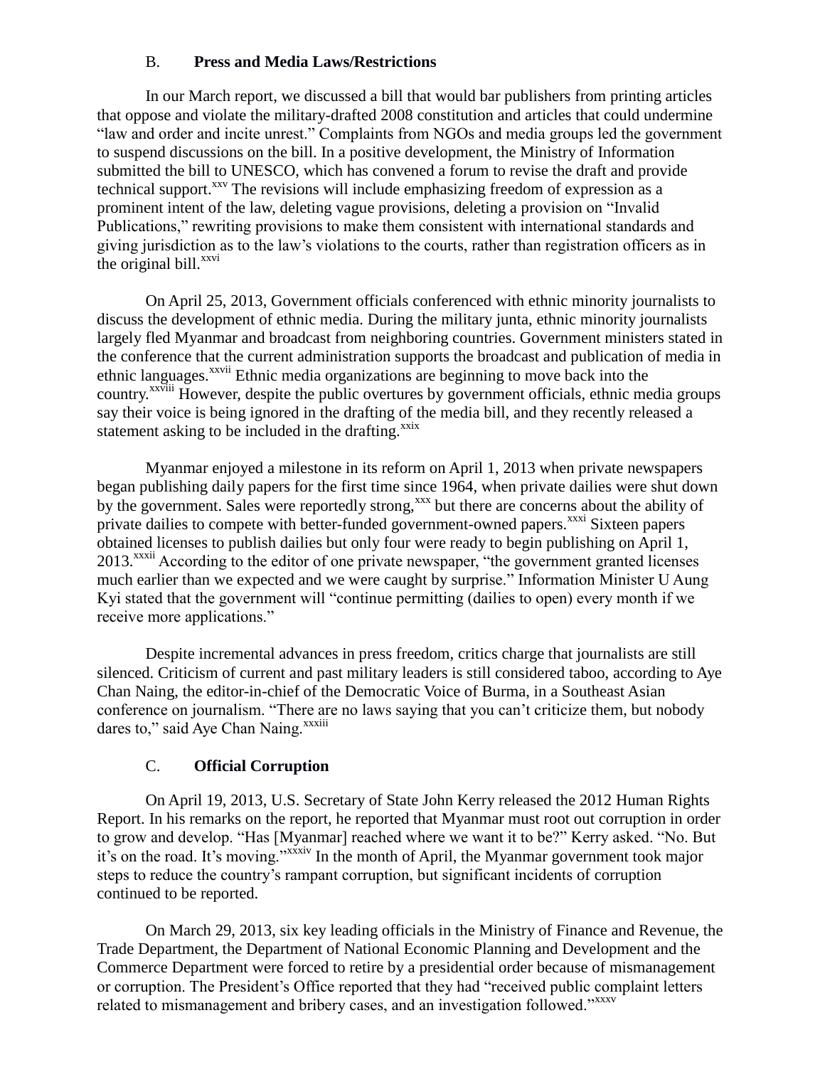### B. **Press and Media Laws/Restrictions**

In our March report, we discussed a bill that would bar publishers from printing articles that oppose and violate the military-drafted 2008 constitution and articles that could undermine "law and order and incite unrest." Complaints from NGOs and media groups led the government to suspend discussions on the bill. In a positive development, the Ministry of Information submitted the bill to UNESCO, which has convened a forum to revise the draft and provide technical support.[xxv] The revisions will include emphasizing freedom of expression as a prominent intent of the law, deleting vague provisions, deleting a provision on "Invalid Publications," rewriting provisions to make them consistent with international standards and giving jurisdiction as to the law's violations to the courts, rather than registration officers as in the original bill.[xxvi]

On April 25, 2013, Government officials conferenced with ethnic minority journalists to discuss the development of ethnic media. During the military junta, ethnic minority journalists largely fled Myanmar and broadcast from neighboring countries. Government ministers stated in the conference that the current administration supports the broadcast and publication of media in ethnic languages.[xxvii] Ethnic media organizations are beginning to move back into the country.[xxviii] However, despite the public overtures by government officials, ethnic media groups say their voice is being ignored in the drafting of the media bill, and they recently released a statement asking to be included in the drafting.[xxix]

Myanmar enjoyed a milestone in its reform on April 1, 2013 when private newspapers began publishing daily papers for the first time since 1964, when private dailies were shut down by the government. Sales were reportedly strong,[xxx] but there are concerns about the ability of private dailies to compete with better-funded government-owned papers.[xxxi] Sixteen papers obtained licenses to publish dailies but only four were ready to begin publishing on April 1, 2013.[xxxii] According to the editor of one private newspaper, "the government granted licenses much earlier than we expected and we were caught by surprise." Information Minister U Aung Kyi stated that the government will "continue permitting (dailies to open) every month if we receive more applications."

Despite incremental advances in press freedom, critics charge that journalists are still silenced. Criticism of current and past military leaders is still considered taboo, according to Aye Chan Naing, the editor-in-chief of the Democratic Voice of Burma, in a Southeast Asian conference on journalism. "There are no laws saying that you can't criticize them, but nobody dares to," said Aye Chan Naing.[xxxiii]

### C. **Official Corruption**

On April 19, 2013, U.S. Secretary of State John Kerry released the 2012 Human Rights Report. In his remarks on the report, he reported that Myanmar must root out corruption in order to grow and develop. "Has [Myanmar] reached where we want it to be?" Kerry asked. "No. But it's on the road. It's moving."[xxxiv] In the month of April, the Myanmar government took major steps to reduce the country's rampant corruption, but significant incidents of corruption continued to be reported.

On March 29, 2013, six key leading officials in the Ministry of Finance and Revenue, the Trade Department, the Department of National Economic Planning and Development and the Commerce Department were forced to retire by a presidential order because of mismanagement or corruption. The President's Office reported that they had "received public complaint letters related to mismanagement and bribery cases, and an investigation followed."[xxxv]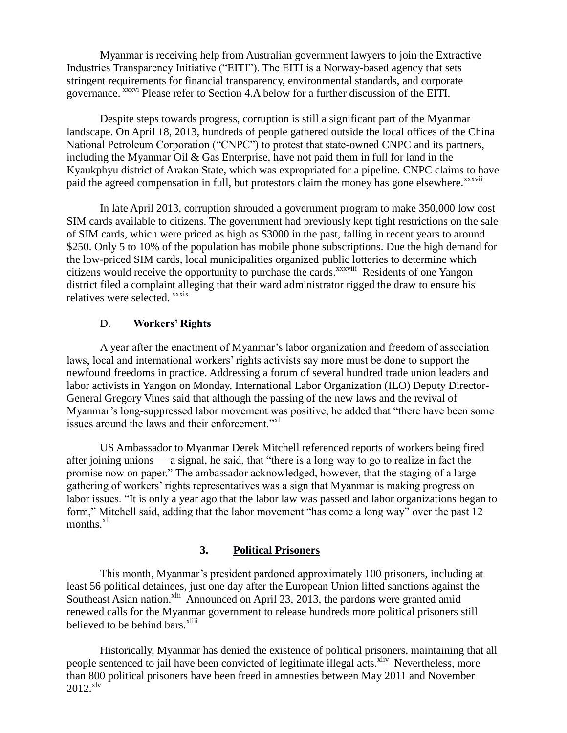Myanmar is receiving help from Australian government lawyers to join the Extractive Industries Transparency Initiative ("EITI"). The EITI is a Norway-based agency that sets stringent requirements for financial transparency, environmental standards, and corporate governance. [xxxvi] Please refer to Section 4.A below for a further discussion of the EITI.

Despite steps towards progress, corruption is still a significant part of the Myanmar landscape. On April 18, 2013, hundreds of people gathered outside the local offices of the China National Petroleum Corporation ("CNPC") to protest that state-owned CNPC and its partners, including the Myanmar Oil & Gas Enterprise, have not paid them in full for land in the Kyaukphyu district of Arakan State, which was expropriated for a pipeline. CNPC claims to have paid the agreed compensation in full, but protestors claim the money has gone elsewhere.[xxxvii]

In late April 2013, corruption shrouded a government program to make 350,000 low cost SIM cards available to citizens. The government had previously kept tight restrictions on the sale of SIM cards, which were priced as high as $3000 in the past, falling in recent years to around $250. Only 5 to 10% of the population has mobile phone subscriptions. Due the high demand for the low-priced SIM cards, local municipalities organized public lotteries to determine which citizens would receive the opportunity to purchase the cards.[xxxviii] Residents of one Yangon district filed a complaint alleging that their ward administrator rigged the draw to ensure his relatives were selected. [xxxix]

### D. **Workers' Rights**

A year after the enactment of Myanmar's labor organization and freedom of association laws, local and international workers' rights activists say more must be done to support the newfound freedoms in practice. Addressing a forum of several hundred trade union leaders and labor activists in Yangon on Monday, International Labor Organization (ILO) Deputy Director-General Gregory Vines said that although the passing of the new laws and the revival of Myanmar's long-suppressed labor movement was positive, he added that "there have been some issues around the laws and their enforcement."[xl]

US Ambassador to Myanmar Derek Mitchell referenced reports of workers being fired after joining unions — a signal, he said, that "there is a long way to go to realize in fact the promise now on paper." The ambassador acknowledged, however, that the staging of a large gathering of workers' rights representatives was a sign that Myanmar is making progress on labor issues. "It is only a year ago that the labor law was passed and labor organizations began to form," Mitchell said, adding that the labor movement "has come a long way" over the past 12 months.[xli]

## 3. **Political Prisoners**

This month, Myanmar's president pardoned approximately 100 prisoners, including at least 56 political detainees, just one day after the European Union lifted sanctions against the Southeast Asian nation.[xlii] Announced on April 23, 2013, the pardons were granted amid renewed calls for the Myanmar government to release hundreds more political prisoners still believed to be behind bars.[xliii]

Historically, Myanmar has denied the existence of political prisoners, maintaining that all people sentenced to jail have been convicted of legitimate illegal acts.[xliv] Nevertheless, more than 800 political prisoners have been freed in amnesties between May 2011 and November 2012.[xlv]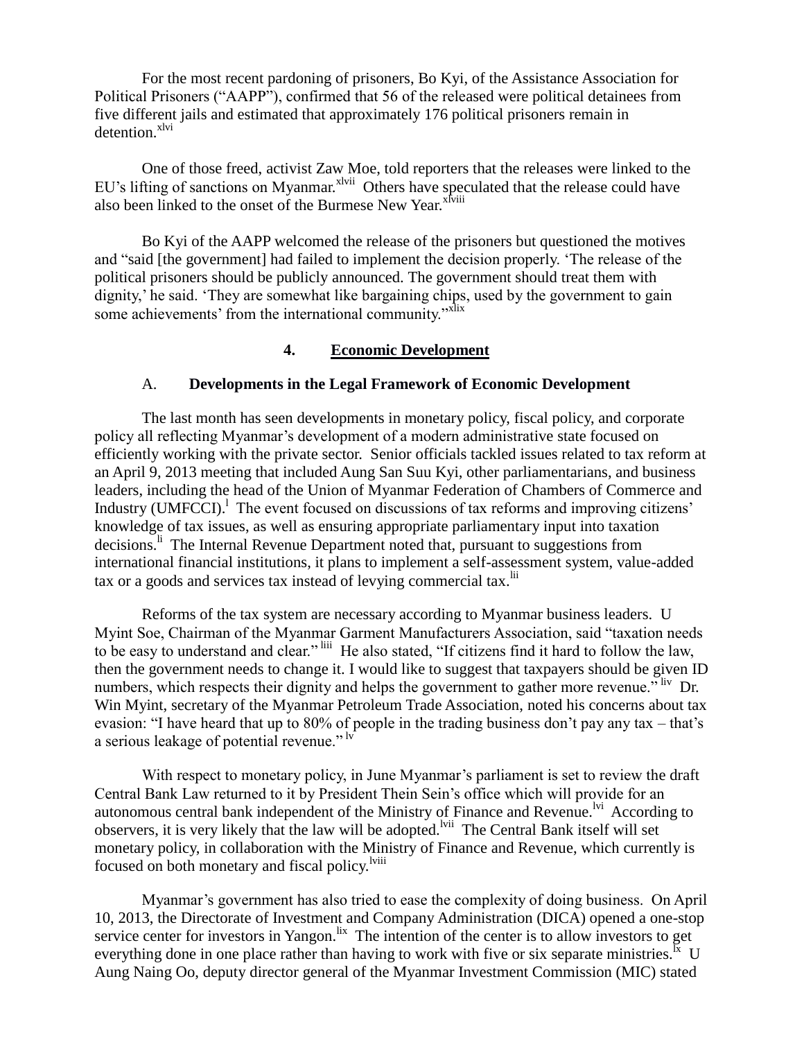For the most recent pardoning of prisoners, Bo Kyi, of the Assistance Association for Political Prisoners ("AAPP"), confirmed that 56 of the released were political detainees from five different jails and estimated that approximately 176 political prisoners remain in detention.[xlvi]

One of those freed, activist Zaw Moe, told reporters that the releases were linked to the EU's lifting of sanctions on Myanmar.[xlvii] Others have speculated that the release could have also been linked to the onset of the Burmese New Year.[xlviii]

Bo Kyi of the AAPP welcomed the release of the prisoners but questioned the motives and "said [the government] had failed to implement the decision properly. 'The release of the political prisoners should be publicly announced. The government should treat them with dignity,' he said. 'They are somewhat like bargaining chips, used by the government to gain some achievements' from the international community."[xlix]

## 4. Economic Development

### A. Developments in the Legal Framework of Economic Development

The last month has seen developments in monetary policy, fiscal policy, and corporate policy all reflecting Myanmar's development of a modern administrative state focused on efficiently working with the private sector. Senior officials tackled issues related to tax reform at an April 9, 2013 meeting that included Aung San Suu Kyi, other parliamentarians, and business leaders, including the head of the Union of Myanmar Federation of Chambers of Commerce and Industry (UMFCCI).[l] The event focused on discussions of tax reforms and improving citizens' knowledge of tax issues, as well as ensuring appropriate parliamentary input into taxation decisions.[li] The Internal Revenue Department noted that, pursuant to suggestions from international financial institutions, it plans to implement a self-assessment system, value-added tax or a goods and services tax instead of levying commercial tax.[lii]

Reforms of the tax system are necessary according to Myanmar business leaders. U Myint Soe, Chairman of the Myanmar Garment Manufacturers Association, said "taxation needs to be easy to understand and clear."[liii] He also stated, "If citizens find it hard to follow the law, then the government needs to change it. I would like to suggest that taxpayers should be given ID numbers, which respects their dignity and helps the government to gather more revenue."[liv] Dr. Win Myint, secretary of the Myanmar Petroleum Trade Association, noted his concerns about tax evasion: "I have heard that up to 80% of people in the trading business don't pay any tax – that's a serious leakage of potential revenue."[lv]

With respect to monetary policy, in June Myanmar's parliament is set to review the draft Central Bank Law returned to it by President Thein Sein's office which will provide for an autonomous central bank independent of the Ministry of Finance and Revenue.[lvi] According to observers, it is very likely that the law will be adopted.[lvii] The Central Bank itself will set monetary policy, in collaboration with the Ministry of Finance and Revenue, which currently is focused on both monetary and fiscal policy.[lviii]

Myanmar's government has also tried to ease the complexity of doing business. On April 10, 2013, the Directorate of Investment and Company Administration (DICA) opened a one-stop service center for investors in Yangon.[lix] The intention of the center is to allow investors to get everything done in one place rather than having to work with five or six separate ministries.[lx] U Aung Naing Oo, deputy director general of the Myanmar Investment Commission (MIC) stated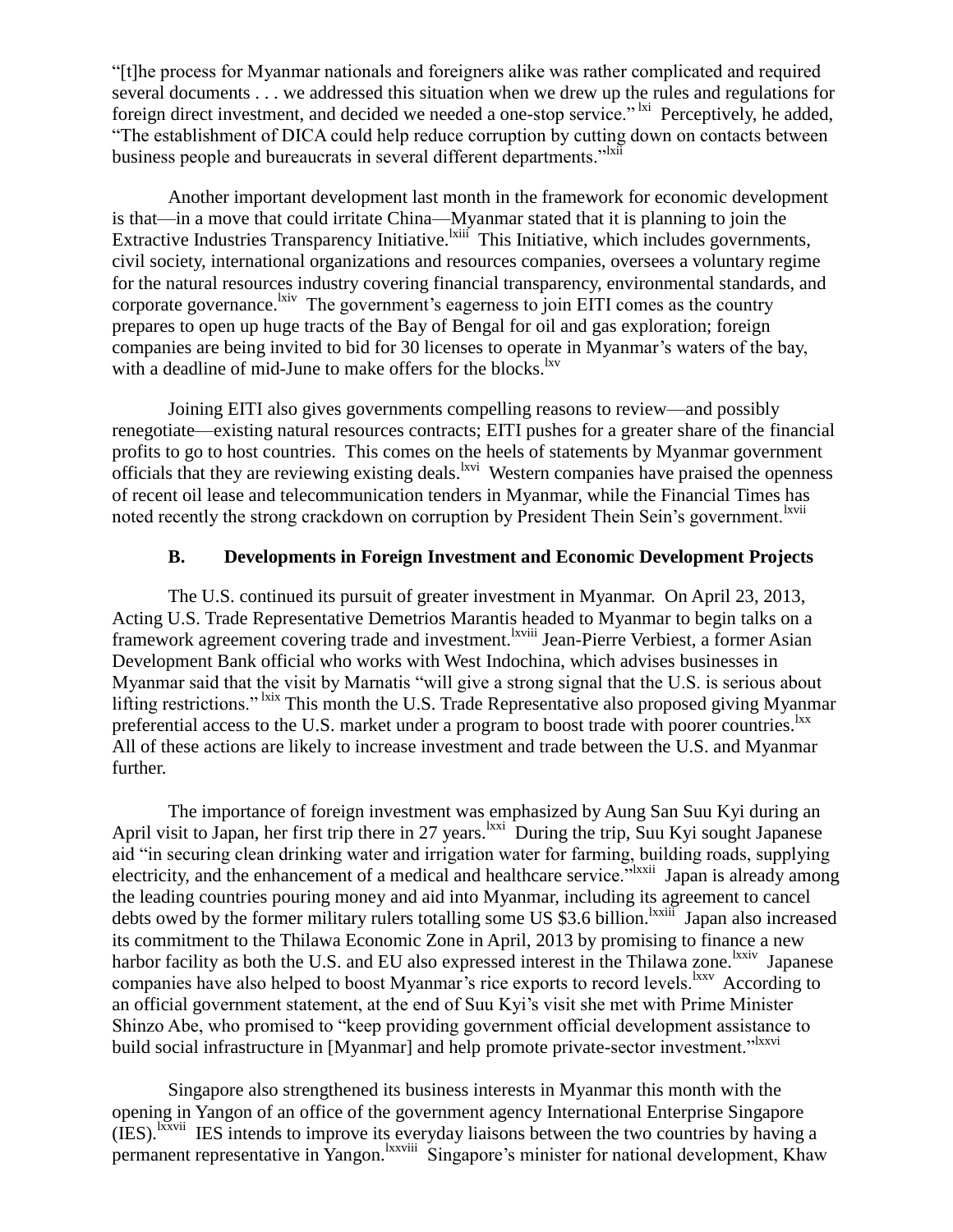"[t]he process for Myanmar nationals and foreigners alike was rather complicated and required several documents . . . we addressed this situation when we drew up the rules and regulations for foreign direct investment, and decided we needed a one-stop service."[lxi] Perceptively, he added, "The establishment of DICA could help reduce corruption by cutting down on contacts between business people and bureaucrats in several different departments."[lxii]

Another important development last month in the framework for economic development is that—in a move that could irritate China—Myanmar stated that it is planning to join the Extractive Industries Transparency Initiative.[lxiii] This Initiative, which includes governments, civil society, international organizations and resources companies, oversees a voluntary regime for the natural resources industry covering financial transparency, environmental standards, and corporate governance.[lxiv] The government's eagerness to join EITI comes as the country prepares to open up huge tracts of the Bay of Bengal for oil and gas exploration; foreign companies are being invited to bid for 30 licenses to operate in Myanmar's waters of the bay, with a deadline of mid-June to make offers for the blocks.[lxv]

Joining EITI also gives governments compelling reasons to review—and possibly renegotiate—existing natural resources contracts; EITI pushes for a greater share of the financial profits to go to host countries. This comes on the heels of statements by Myanmar government officials that they are reviewing existing deals.[lxvi] Western companies have praised the openness of recent oil lease and telecommunication tenders in Myanmar, while the Financial Times has noted recently the strong crackdown on corruption by President Thein Sein's government.[lxvii]

### B. Developments in Foreign Investment and Economic Development Projects

The U.S. continued its pursuit of greater investment in Myanmar. On April 23, 2013, Acting U.S. Trade Representative Demetrios Marantis headed to Myanmar to begin talks on a framework agreement covering trade and investment.[lxviii] Jean-Pierre Verbiest, a former Asian Development Bank official who works with West Indochina, which advises businesses in Myanmar said that the visit by Marnatis "will give a strong signal that the U.S. is serious about lifting restrictions."[lxix] This month the U.S. Trade Representative also proposed giving Myanmar preferential access to the U.S. market under a program to boost trade with poorer countries.[lxx] All of these actions are likely to increase investment and trade between the U.S. and Myanmar further.

The importance of foreign investment was emphasized by Aung San Suu Kyi during an April visit to Japan, her first trip there in 27 years.[lxxi] During the trip, Suu Kyi sought Japanese aid "in securing clean drinking water and irrigation water for farming, building roads, supplying electricity, and the enhancement of a medical and healthcare service."[lxxii] Japan is already among the leading countries pouring money and aid into Myanmar, including its agreement to cancel debts owed by the former military rulers totalling some US $3.6 billion.[lxxiii] Japan also increased its commitment to the Thilawa Economic Zone in April, 2013 by promising to finance a new harbor facility as both the U.S. and EU also expressed interest in the Thilawa zone.[lxxiv] Japanese companies have also helped to boost Myanmar's rice exports to record levels.[lxxv] According to an official government statement, at the end of Suu Kyi's visit she met with Prime Minister Shinzo Abe, who promised to "keep providing government official development assistance to build social infrastructure in [Myanmar] and help promote private-sector investment."[lxxvi]

Singapore also strengthened its business interests in Myanmar this month with the opening in Yangon of an office of the government agency International Enterprise Singapore (IES).[lxxvii] IES intends to improve its everyday liaisons between the two countries by having a permanent representative in Yangon.[lxxviii] Singapore's minister for national development, Khaw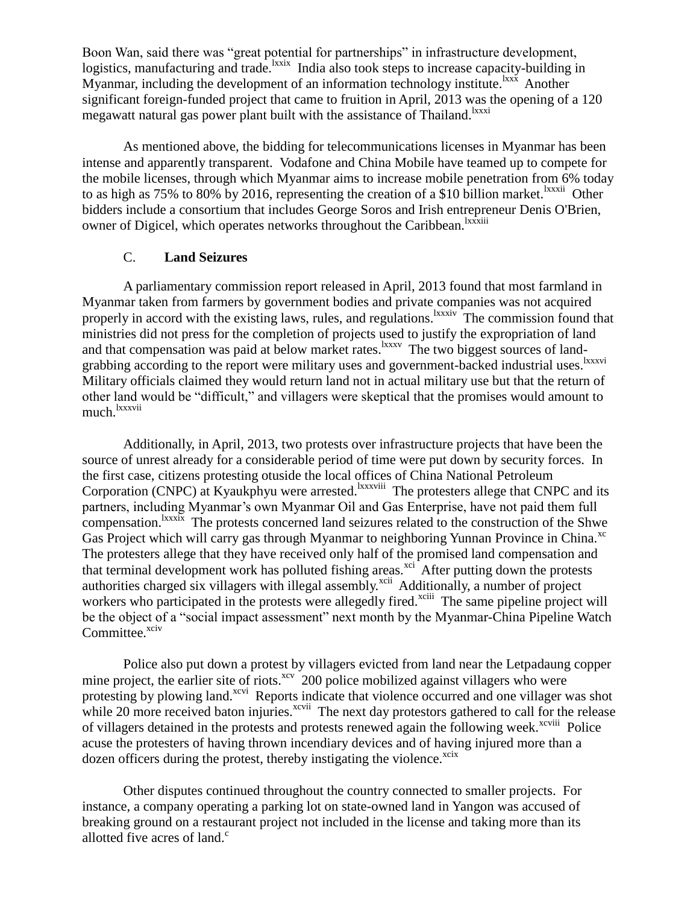Boon Wan, said there was "great potential for partnerships" in infrastructure development, logistics, manufacturing and trade.[lxxix] India also took steps to increase capacity-building in Myanmar, including the development of an information technology institute.[lxxx] Another significant foreign-funded project that came to fruition in April, 2013 was the opening of a 120 megawatt natural gas power plant built with the assistance of Thailand.[lxxxi]

As mentioned above, the bidding for telecommunications licenses in Myanmar has been intense and apparently transparent. Vodafone and China Mobile have teamed up to compete for the mobile licenses, through which Myanmar aims to increase mobile penetration from 6% today to as high as 75% to 80% by 2016, representing the creation of a $10 billion market.[lxxxii] Other bidders include a consortium that includes George Soros and Irish entrepreneur Denis O'Brien, owner of Digicel, which operates networks throughout the Caribbean.[lxxxiii]

### C. Land Seizures

A parliamentary commission report released in April, 2013 found that most farmland in Myanmar taken from farmers by government bodies and private companies was not acquired properly in accord with the existing laws, rules, and regulations.[lxxxiv] The commission found that ministries did not press for the completion of projects used to justify the expropriation of land and that compensation was paid at below market rates.[lxxxv] The two biggest sources of land-grabbing according to the report were military uses and government-backed industrial uses.[lxxxvi] Military officials claimed they would return land not in actual military use but that the return of other land would be "difficult," and villagers were skeptical that the promises would amount to much.[lxxxvii]

Additionally, in April, 2013, two protests over infrastructure projects that have been the source of unrest already for a considerable period of time were put down by security forces. In the first case, citizens protesting otuside the local offices of China National Petroleum Corporation (CNPC) at Kyaukphyu were arrested.[lxxxviii] The protesters allege that CNPC and its partners, including Myanmar's own Myanmar Oil and Gas Enterprise, have not paid them full compensation.[lxxxix] The protests concerned land seizures related to the construction of the Shwe Gas Project which will carry gas through Myanmar to neighboring Yunnan Province in China.[xc] The protesters allege that they have received only half of the promised land compensation and that terminal development work has polluted fishing areas.[xci] After putting down the protests authorities charged six villagers with illegal assembly.[xcii] Additionally, a number of project workers who participated in the protests were allegedly fired.[xciii] The same pipeline project will be the object of a "social impact assessment" next month by the Myanmar-China Pipeline Watch Committee.[xciv]

Police also put down a protest by villagers evicted from land near the Letpadaung copper mine project, the earlier site of riots.[xcv] 200 police mobilized against villagers who were protesting by plowing land.[xcvi] Reports indicate that violence occurred and one villager was shot while 20 more received baton injuries.[xcvii] The next day protestors gathered to call for the release of villagers detained in the protests and protests renewed again the following week.[xcviii] Police acuse the protesters of having thrown incendiary devices and of having injured more than a dozen officers during the protest, thereby instigating the violence.[xcix]

Other disputes continued throughout the country connected to smaller projects. For instance, a company operating a parking lot on state-owned land in Yangon was accused of breaking ground on a restaurant project not included in the license and taking more than its allotted five acres of land.[c]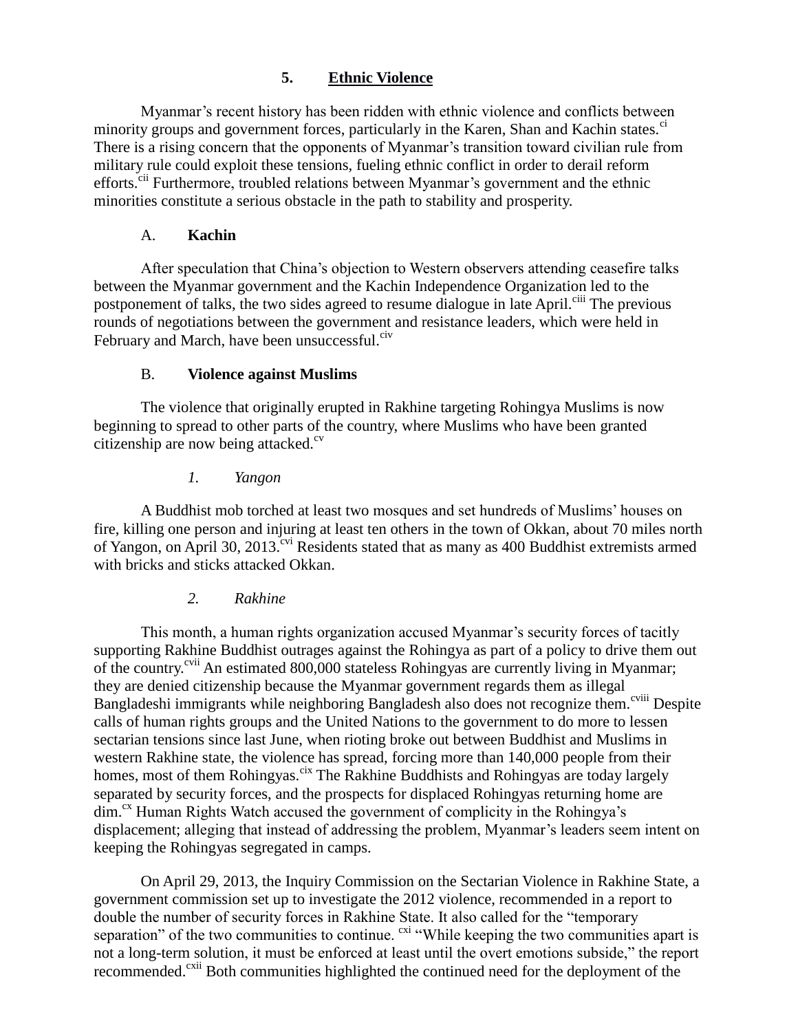## 5. Ethnic Violence

Myanmar's recent history has been ridden with ethnic violence and conflicts between minority groups and government forces, particularly in the Karen, Shan and Kachin states.[ci] There is a rising concern that the opponents of Myanmar's transition toward civilian rule from military rule could exploit these tensions, fueling ethnic conflict in order to derail reform efforts.[cii] Furthermore, troubled relations between Myanmar's government and the ethnic minorities constitute a serious obstacle in the path to stability and prosperity.

### A. Kachin

After speculation that China's objection to Western observers attending ceasefire talks between the Myanmar government and the Kachin Independence Organization led to the postponement of talks, the two sides agreed to resume dialogue in late April.[ciii] The previous rounds of negotiations between the government and resistance leaders, which were held in February and March, have been unsuccessful.[civ]

### B. Violence against Muslims

The violence that originally erupted in Rakhine targeting Rohingya Muslims is now beginning to spread to other parts of the country, where Muslims who have been granted citizenship are now being attacked.[cv]

#### *1. Yangon*

A Buddhist mob torched at least two mosques and set hundreds of Muslims' houses on fire, killing one person and injuring at least ten others in the town of Okkan, about 70 miles north of Yangon, on April 30, 2013.[cvi] Residents stated that as many as 400 Buddhist extremists armed with bricks and sticks attacked Okkan.

#### *2. Rakhine*

This month, a human rights organization accused Myanmar's security forces of tacitly supporting Rakhine Buddhist outrages against the Rohingya as part of a policy to drive them out of the country.[cvii] An estimated 800,000 stateless Rohingyas are currently living in Myanmar; they are denied citizenship because the Myanmar government regards them as illegal Bangladeshi immigrants while neighboring Bangladesh also does not recognize them.[cviii] Despite calls of human rights groups and the United Nations to the government to do more to lessen sectarian tensions since last June, when rioting broke out between Buddhist and Muslims in western Rakhine state, the violence has spread, forcing more than 140,000 people from their homes, most of them Rohingyas.[cix] The Rakhine Buddhists and Rohingyas are today largely separated by security forces, and the prospects for displaced Rohingyas returning home are dim.[cx] Human Rights Watch accused the government of complicity in the Rohingya's displacement; alleging that instead of addressing the problem, Myanmar's leaders seem intent on keeping the Rohingyas segregated in camps.

On April 29, 2013, the Inquiry Commission on the Sectarian Violence in Rakhine State, a government commission set up to investigate the 2012 violence, recommended in a report to double the number of security forces in Rakhine State. It also called for the "temporary separation" of the two communities to continue. [cxi] "While keeping the two communities apart is not a long-term solution, it must be enforced at least until the overt emotions subside," the report recommended.[cxii] Both communities highlighted the continued need for the deployment of the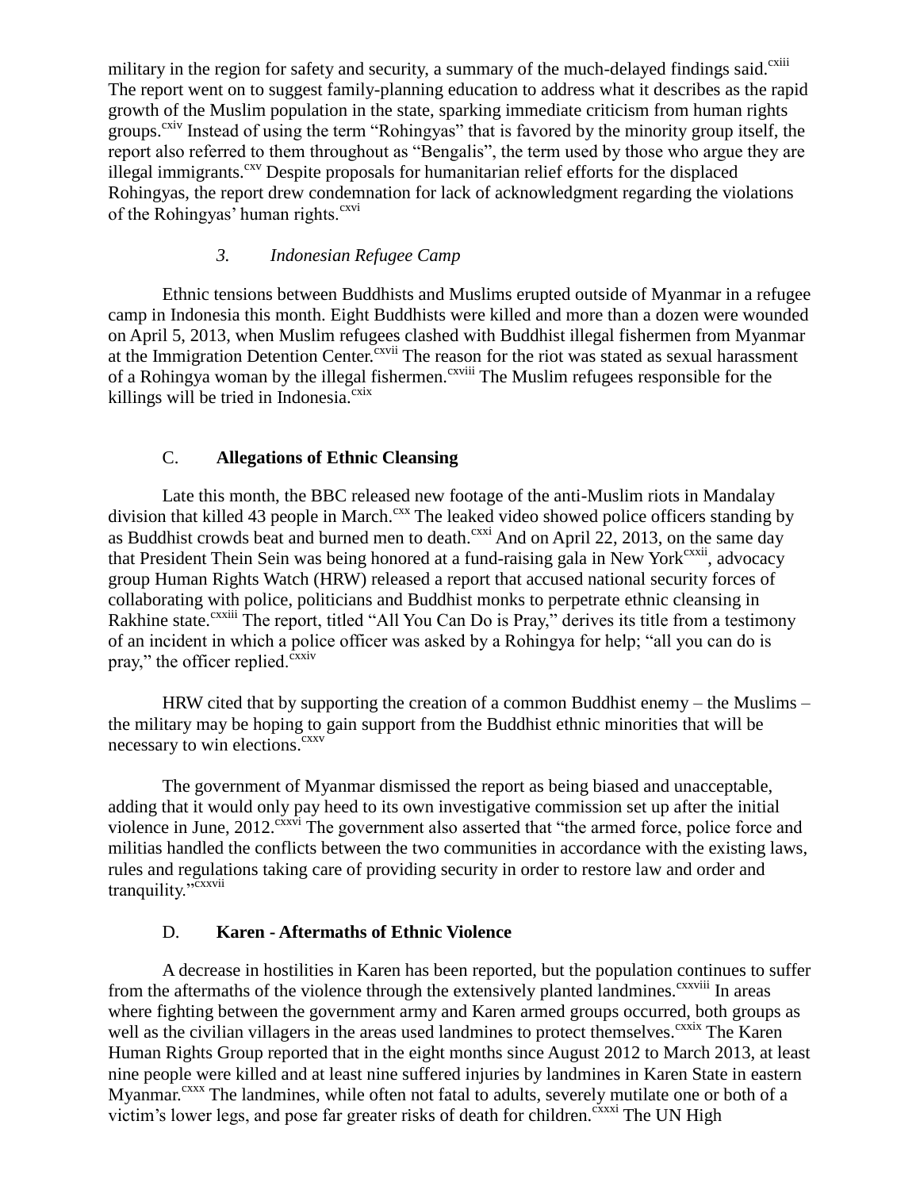military in the region for safety and security, a summary of the much-delayed findings said.[cxiii] The report went on to suggest family-planning education to address what it describes as the rapid growth of the Muslim population in the state, sparking immediate criticism from human rights groups.[cxiv] Instead of using the term "Rohingyas" that is favored by the minority group itself, the report also referred to them throughout as "Bengalis", the term used by those who argue they are illegal immigrants.[cxv] Despite proposals for humanitarian relief efforts for the displaced Rohingyas, the report drew condemnation for lack of acknowledgment regarding the violations of the Rohingyas' human rights.[cxvi]

### *3. Indonesian Refugee Camp*

Ethnic tensions between Buddhists and Muslims erupted outside of Myanmar in a refugee camp in Indonesia this month. Eight Buddhists were killed and more than a dozen were wounded on April 5, 2013, when Muslim refugees clashed with Buddhist illegal fishermen from Myanmar at the Immigration Detention Center.[cxvii] The reason for the riot was stated as sexual harassment of a Rohingya woman by the illegal fishermen.[cxviii] The Muslim refugees responsible for the killings will be tried in Indonesia.[cxix]

## C. **Allegations of Ethnic Cleansing**

Late this month, the BBC released new footage of the anti-Muslim riots in Mandalay division that killed 43 people in March.[cxx] The leaked video showed police officers standing by as Buddhist crowds beat and burned men to death.[cxxi] And on April 22, 2013, on the same day that President Thein Sein was being honored at a fund-raising gala in New York[cxxii], advocacy group Human Rights Watch (HRW) released a report that accused national security forces of collaborating with police, politicians and Buddhist monks to perpetrate ethnic cleansing in Rakhine state.[cxxiii] The report, titled "All You Can Do is Pray," derives its title from a testimony of an incident in which a police officer was asked by a Rohingya for help; "all you can do is pray," the officer replied.[cxxiv]

HRW cited that by supporting the creation of a common Buddhist enemy – the Muslims – the military may be hoping to gain support from the Buddhist ethnic minorities that will be necessary to win elections.[cxxv]

The government of Myanmar dismissed the report as being biased and unacceptable, adding that it would only pay heed to its own investigative commission set up after the initial violence in June, 2012.[cxxvi] The government also asserted that "the armed force, police force and militias handled the conflicts between the two communities in accordance with the existing laws, rules and regulations taking care of providing security in order to restore law and order and tranquility."[cxxvii]

## D. **Karen - Aftermaths of Ethnic Violence**

A decrease in hostilities in Karen has been reported, but the population continues to suffer from the aftermaths of the violence through the extensively planted landmines.[cxxviii] In areas where fighting between the government army and Karen armed groups occurred, both groups as well as the civilian villagers in the areas used landmines to protect themselves.[cxxix] The Karen Human Rights Group reported that in the eight months since August 2012 to March 2013, at least nine people were killed and at least nine suffered injuries by landmines in Karen State in eastern Myanmar.[cxxx] The landmines, while often not fatal to adults, severely mutilate one or both of a victim's lower legs, and pose far greater risks of death for children.[cxxxi] The UN High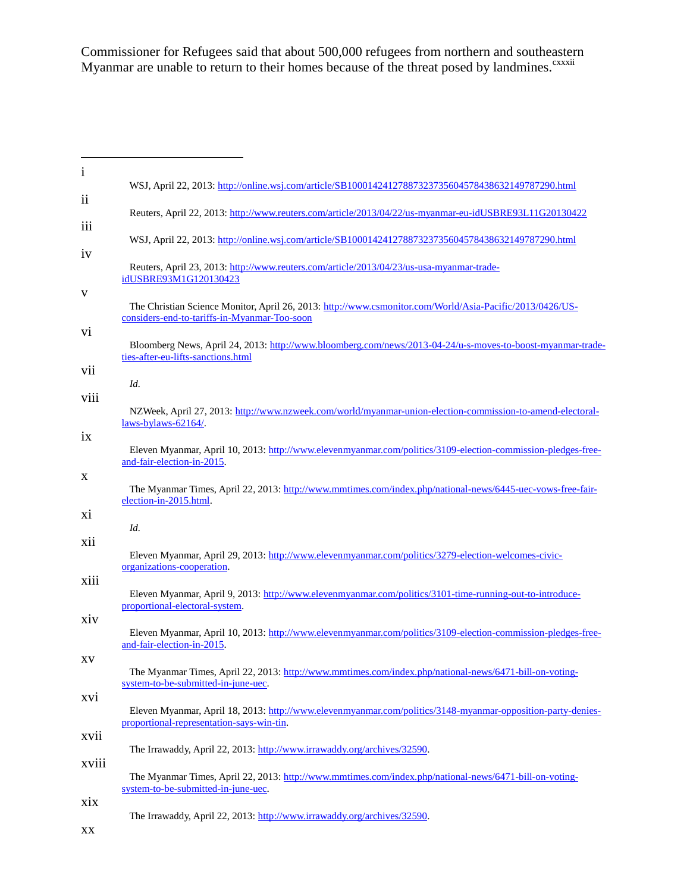Commissioner for Refugees said that about 500,000 refugees from northern and southeastern Myanmar are unable to return to their homes because of the threat posed by landmines.[cxxxii]

---

i WSJ, April 22, 2013: http://online.wsj.com/article/SB10001424127887323735604578438632149787290.html

ii Reuters, April 22, 2013: http://www.reuters.com/article/2013/04/22/us-myanmar-eu-idUSBRE93L11G20130422

iii WSJ, April 22, 2013: http://online.wsj.com/article/SB10001424127887323735604578438632149787290.html

iv Reuters, April 23, 2013: http://www.reuters.com/article/2013/04/23/us-usa-myanmar-trade-idUSBRE93M1G120130423

v The Christian Science Monitor, April 26, 2013: http://www.csmonitor.com/World/Asia-Pacific/2013/0426/US-considers-end-to-tariffs-in-Myanmar-Too-soon

vi Bloomberg News, April 24, 2013: http://www.bloomberg.com/news/2013-04-24/u-s-moves-to-boost-myanmar-trade-ties-after-eu-lifts-sanctions.html

vii *Id.*

viii NZWeek, April 27, 2013: http://www.nzweek.com/world/myanmar-union-election-commission-to-amend-electoral-laws-bylaws-62164/.

ix Eleven Myanmar, April 10, 2013: http://www.elevenmyanmar.com/politics/3109-election-commission-pledges-free-and-fair-election-in-2015.

x The Myanmar Times, April 22, 2013: http://www.mmtimes.com/index.php/national-news/6445-uec-vows-free-fair-election-in-2015.html.

xi *Id.*

xii Eleven Myanmar, April 29, 2013: http://www.elevenmyanmar.com/politics/3279-election-welcomes-civic-organizations-cooperation.

xiii Eleven Myanmar, April 9, 2013: http://www.elevenmyanmar.com/politics/3101-time-running-out-to-introduce-proportional-electoral-system.

xiv Eleven Myanmar, April 10, 2013: http://www.elevenmyanmar.com/politics/3109-election-commission-pledges-free-and-fair-election-in-2015.

xv The Myanmar Times, April 22, 2013: http://www.mmtimes.com/index.php/national-news/6471-bill-on-voting-system-to-be-submitted-in-june-uec.

xvi Eleven Myanmar, April 18, 2013: http://www.elevenmyanmar.com/politics/3148-myanmar-opposition-party-denies-proportional-representation-says-win-tin.

xvii The Irrawaddy, April 22, 2013: http://www.irrawaddy.org/archives/32590.

xviii The Myanmar Times, April 22, 2013: http://www.mmtimes.com/index.php/national-news/6471-bill-on-voting-system-to-be-submitted-in-june-uec.

xix The Irrawaddy, April 22, 2013: http://www.irrawaddy.org/archives/32590.

xx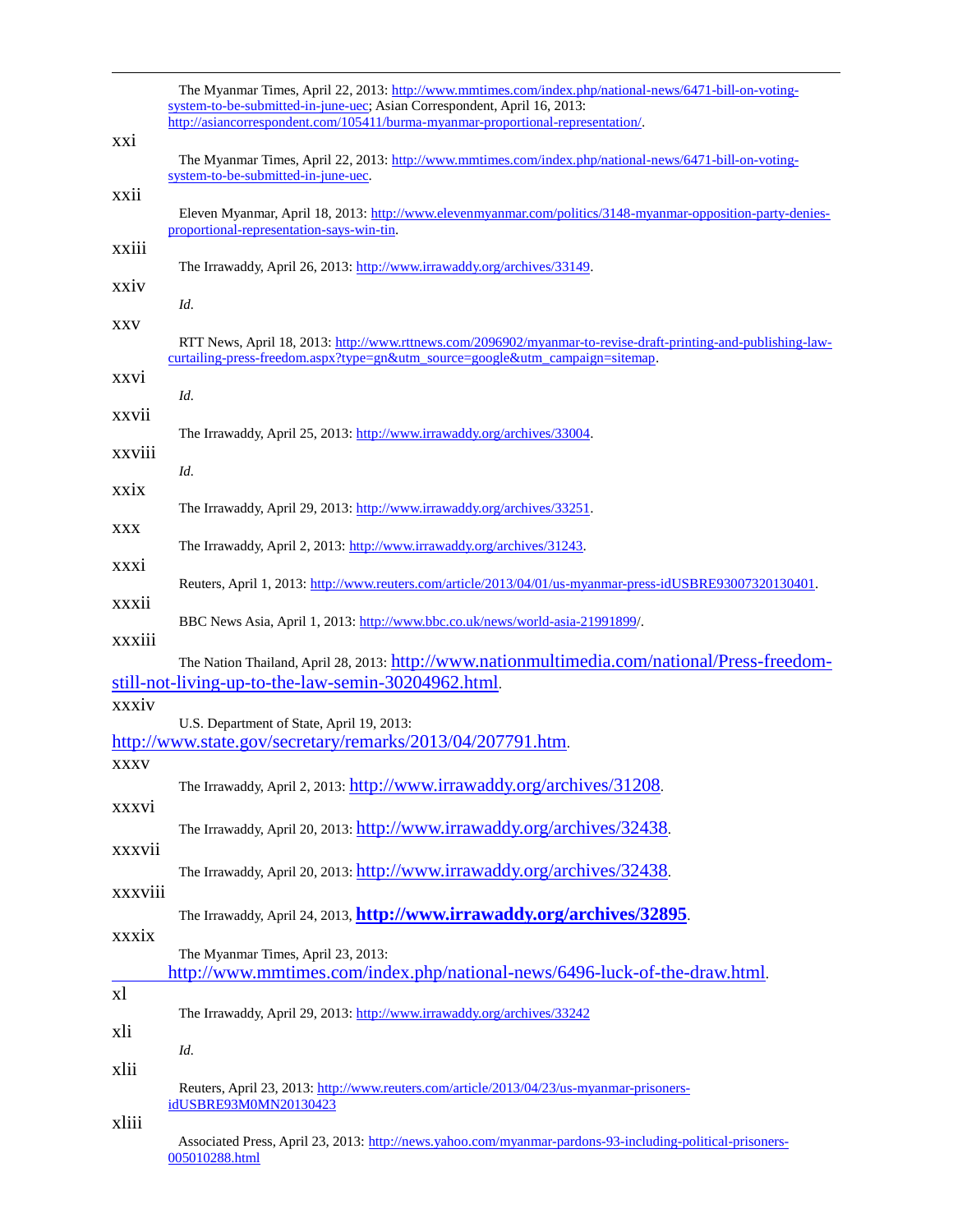The Myanmar Times, April 22, 2013: http://www.mmtimes.com/index.php/national-news/6471-bill-on-voting-system-to-be-submitted-in-june-uec; Asian Correspondent, April 16, 2013: http://asiancorrespondent.com/105411/burma-myanmar-proportional-representation/.

xxi The Myanmar Times, April 22, 2013: http://www.mmtimes.com/index.php/national-news/6471-bill-on-voting-system-to-be-submitted-in-june-uec.

xxii Eleven Myanmar, April 18, 2013: http://www.elevenmyanmar.com/politics/3148-myanmar-opposition-party-denies-proportional-representation-says-win-tin.

xxiii The Irrawaddy, April 26, 2013: http://www.irrawaddy.org/archives/33149.

xxiv *Id.*

xxv RTT News, April 18, 2013: http://www.rttnews.com/2096902/myanmar-to-revise-draft-printing-and-publishing-law-curtailing-press-freedom.aspx?type=gn&utm_source=google&utm_campaign=sitemap.

xxvi *Id.*

xxvii The Irrawaddy, April 25, 2013: http://www.irrawaddy.org/archives/33004.

xxviii *Id.*

xxix The Irrawaddy, April 29, 2013: http://www.irrawaddy.org/archives/33251.

xxx The Irrawaddy, April 2, 2013: http://www.irrawaddy.org/archives/31243.

xxxi Reuters, April 1, 2013: http://www.reuters.com/article/2013/04/01/us-myanmar-press-idUSBRE93007320130401.

xxxii BBC News Asia, April 1, 2013: http://www.bbc.co.uk/news/world-asia-21991899/.

xxxiii The Nation Thailand, April 28, 2013: http://www.nationmultimedia.com/national/Press-freedom-still-not-living-up-to-the-law-semin-30204962.html.

xxxiv U.S. Department of State, April 19, 2013: http://www.state.gov/secretary/remarks/2013/04/207791.htm.

xxxv The Irrawaddy, April 2, 2013: http://www.irrawaddy.org/archives/31208.

xxxvi The Irrawaddy, April 20, 2013: http://www.irrawaddy.org/archives/32438.

xxxvii The Irrawaddy, April 20, 2013: http://www.irrawaddy.org/archives/32438.

xxxviii The Irrawaddy, April 24, 2013, **http://www.irrawaddy.org/archives/32895**.

xxxix The Myanmar Times, April 23, 2013: http://www.mmtimes.com/index.php/national-news/6496-luck-of-the-draw.html.

xl The Irrawaddy, April 29, 2013: http://www.irrawaddy.org/archives/33242

xli *Id.*

xlii Reuters, April 23, 2013: http://www.reuters.com/article/2013/04/23/us-myanmar-prisoners-idUSBRE93M0MN20130423

xliii Associated Press, April 23, 2013: http://news.yahoo.com/myanmar-pardons-93-including-political-prisoners-005010288.html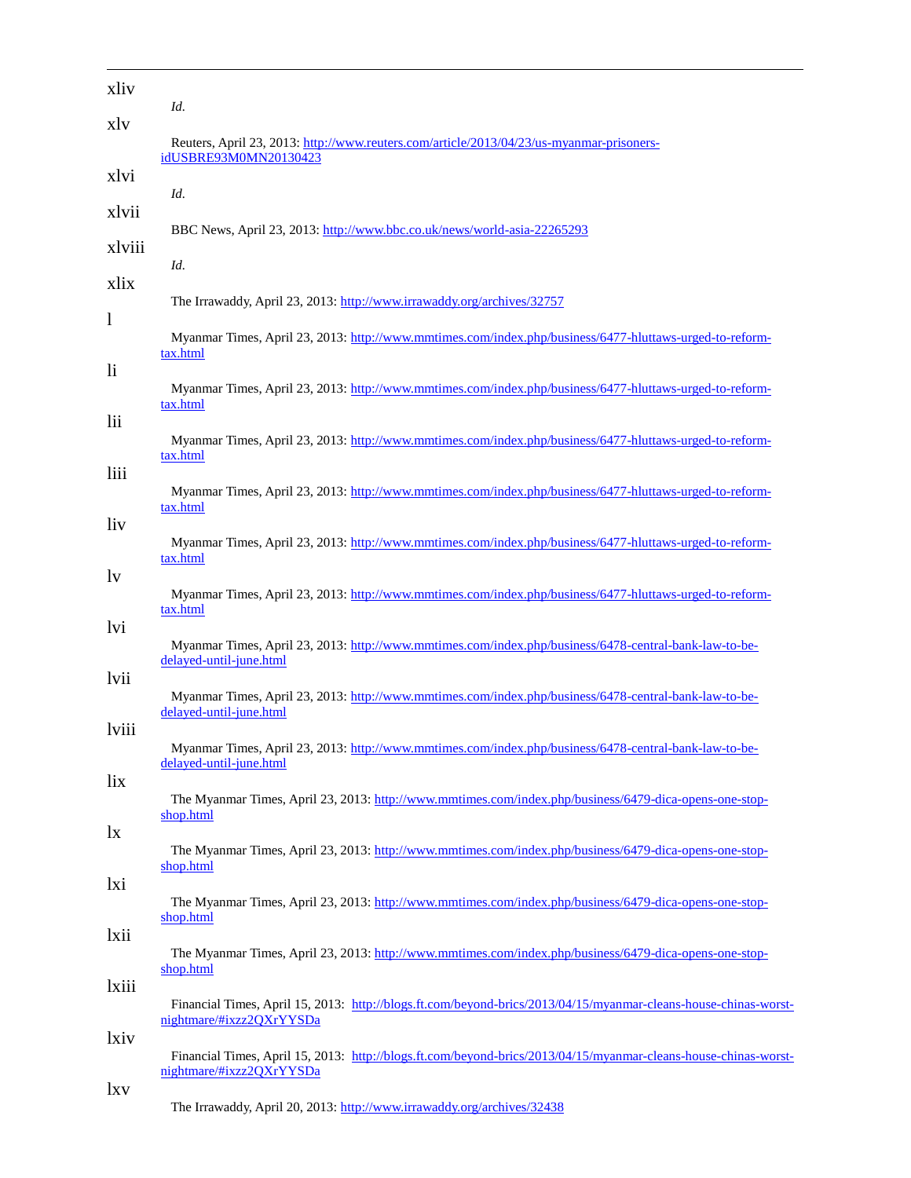---

xliv
*Id.*

xlv
Reuters, April 23, 2013: [http://www.reuters.com/article/2013/04/23/us-myanmar-prisoners-idUSBRE93M0MN20130423](http://www.reuters.com/article/2013/04/23/us-myanmar-prisoners-idUSBRE93M0MN20130423)

xlvi
*Id.*

xlvii
BBC News, April 23, 2013: [http://www.bbc.co.uk/news/world-asia-22265293](http://www.bbc.co.uk/news/world-asia-22265293)

xlviii
*Id.*

xlix
The Irrawaddy, April 23, 2013: [http://www.irrawaddy.org/archives/32757](http://www.irrawaddy.org/archives/32757)

l
Myanmar Times, April 23, 2013: [http://www.mmtimes.com/index.php/business/6477-hluttaws-urged-to-reform-tax.html](http://www.mmtimes.com/index.php/business/6477-hluttaws-urged-to-reform-tax.html)

li
Myanmar Times, April 23, 2013: [http://www.mmtimes.com/index.php/business/6477-hluttaws-urged-to-reform-tax.html](http://www.mmtimes.com/index.php/business/6477-hluttaws-urged-to-reform-tax.html)

lii
Myanmar Times, April 23, 2013: [http://www.mmtimes.com/index.php/business/6477-hluttaws-urged-to-reform-tax.html](http://www.mmtimes.com/index.php/business/6477-hluttaws-urged-to-reform-tax.html)

liii
Myanmar Times, April 23, 2013: [http://www.mmtimes.com/index.php/business/6477-hluttaws-urged-to-reform-tax.html](http://www.mmtimes.com/index.php/business/6477-hluttaws-urged-to-reform-tax.html)

liv
Myanmar Times, April 23, 2013: [http://www.mmtimes.com/index.php/business/6477-hluttaws-urged-to-reform-tax.html](http://www.mmtimes.com/index.php/business/6477-hluttaws-urged-to-reform-tax.html)

lv
Myanmar Times, April 23, 2013: [http://www.mmtimes.com/index.php/business/6477-hluttaws-urged-to-reform-tax.html](http://www.mmtimes.com/index.php/business/6477-hluttaws-urged-to-reform-tax.html)

lvi
Myanmar Times, April 23, 2013: [http://www.mmtimes.com/index.php/business/6478-central-bank-law-to-be-delayed-until-june.html](http://www.mmtimes.com/index.php/business/6478-central-bank-law-to-be-delayed-until-june.html)

lvii
Myanmar Times, April 23, 2013: [http://www.mmtimes.com/index.php/business/6478-central-bank-law-to-be-delayed-until-june.html](http://www.mmtimes.com/index.php/business/6478-central-bank-law-to-be-delayed-until-june.html)

lviii
Myanmar Times, April 23, 2013: [http://www.mmtimes.com/index.php/business/6478-central-bank-law-to-be-delayed-until-june.html](http://www.mmtimes.com/index.php/business/6478-central-bank-law-to-be-delayed-until-june.html)

lix
The Myanmar Times, April 23, 2013: [http://www.mmtimes.com/index.php/business/6479-dica-opens-one-stop-shop.html](http://www.mmtimes.com/index.php/business/6479-dica-opens-one-stop-shop.html)

lx
The Myanmar Times, April 23, 2013: [http://www.mmtimes.com/index.php/business/6479-dica-opens-one-stop-shop.html](http://www.mmtimes.com/index.php/business/6479-dica-opens-one-stop-shop.html)

lxi
The Myanmar Times, April 23, 2013: [http://www.mmtimes.com/index.php/business/6479-dica-opens-one-stop-shop.html](http://www.mmtimes.com/index.php/business/6479-dica-opens-one-stop-shop.html)

lxii
The Myanmar Times, April 23, 2013: [http://www.mmtimes.com/index.php/business/6479-dica-opens-one-stop-shop.html](http://www.mmtimes.com/index.php/business/6479-dica-opens-one-stop-shop.html)

lxiii
Financial Times, April 15, 2013: [http://blogs.ft.com/beyond-brics/2013/04/15/myanmar-cleans-house-chinas-worst-nightmare/#ixzz2QXrYYSDa](http://blogs.ft.com/beyond-brics/2013/04/15/myanmar-cleans-house-chinas-worst-nightmare/#ixzz2QXrYYSDa)

lxiv
Financial Times, April 15, 2013: [http://blogs.ft.com/beyond-brics/2013/04/15/myanmar-cleans-house-chinas-worst-nightmare/#ixzz2QXrYYSDa](http://blogs.ft.com/beyond-brics/2013/04/15/myanmar-cleans-house-chinas-worst-nightmare/#ixzz2QXrYYSDa)

lxv
The Irrawaddy, April 20, 2013: [http://www.irrawaddy.org/archives/32438](http://www.irrawaddy.org/archives/32438)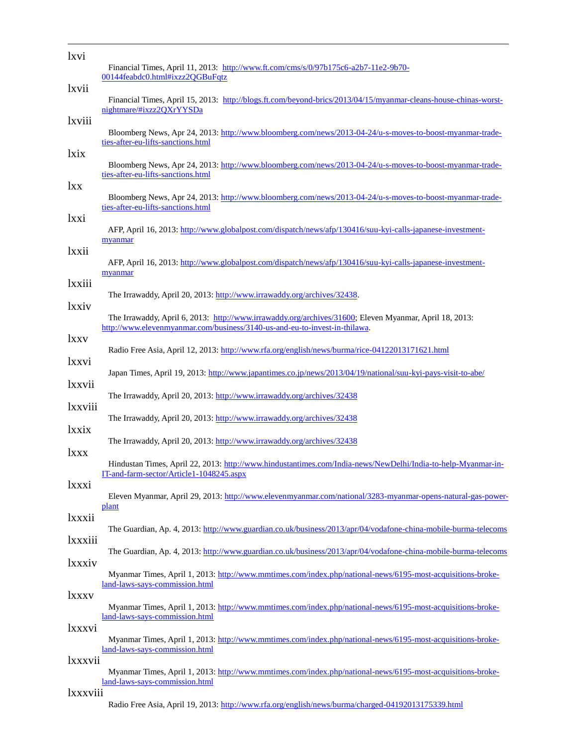---

lxvi
Financial Times, April 11, 2013: http://www.ft.com/cms/s/0/97b175c6-a2b7-11e2-9b70-00144feabdc0.html#ixzz2QGBuFqtz

lxvii
Financial Times, April 15, 2013: http://blogs.ft.com/beyond-brics/2013/04/15/myanmar-cleans-house-chinas-worst-nightmare/#ixzz2QXrYYSDa

lxviii
Bloomberg News, Apr 24, 2013: http://www.bloomberg.com/news/2013-04-24/u-s-moves-to-boost-myanmar-trade-ties-after-eu-lifts-sanctions.html

lxix
Bloomberg News, Apr 24, 2013: http://www.bloomberg.com/news/2013-04-24/u-s-moves-to-boost-myanmar-trade-ties-after-eu-lifts-sanctions.html

lxx
Bloomberg News, Apr 24, 2013: http://www.bloomberg.com/news/2013-04-24/u-s-moves-to-boost-myanmar-trade-ties-after-eu-lifts-sanctions.html

lxxi
AFP, April 16, 2013: http://www.globalpost.com/dispatch/news/afp/130416/suu-kyi-calls-japanese-investment-myanmar

lxxii
AFP, April 16, 2013: http://www.globalpost.com/dispatch/news/afp/130416/suu-kyi-calls-japanese-investment-myanmar

lxxiii
The Irrawaddy, April 20, 2013: http://www.irrawaddy.org/archives/32438.

lxxiv
The Irrawaddy, April 6, 2013: http://www.irrawaddy.org/archives/31600; Eleven Myanmar, April 18, 2013: http://www.elevenmyanmar.com/business/3140-us-and-eu-to-invest-in-thilawa.

lxxv
Radio Free Asia, April 12, 2013: http://www.rfa.org/english/news/burma/rice-04122013171621.html

lxxvi
Japan Times, April 19, 2013: http://www.japantimes.co.jp/news/2013/04/19/national/suu-kyi-pays-visit-to-abe/

lxxvii
The Irrawaddy, April 20, 2013: http://www.irrawaddy.org/archives/32438

lxxviii
The Irrawaddy, April 20, 2013: http://www.irrawaddy.org/archives/32438

lxxix
The Irrawaddy, April 20, 2013: http://www.irrawaddy.org/archives/32438

lxxx
Hindustan Times, April 22, 2013: http://www.hindustantimes.com/India-news/NewDelhi/India-to-help-Myanmar-in-IT-and-farm-sector/Article1-1048245.aspx

lxxxi
Eleven Myanmar, April 29, 2013: http://www.elevenmyanmar.com/national/3283-myanmar-opens-natural-gas-power-plant

lxxxii
The Guardian, Ap. 4, 2013: http://www.guardian.co.uk/business/2013/apr/04/vodafone-china-mobile-burma-telecoms

lxxxiii
The Guardian, Ap. 4, 2013: http://www.guardian.co.uk/business/2013/apr/04/vodafone-china-mobile-burma-telecoms

lxxxiv
Myanmar Times, April 1, 2013: http://www.mmtimes.com/index.php/national-news/6195-most-acquisitions-broke-land-laws-says-commission.html

lxxxv
Myanmar Times, April 1, 2013: http://www.mmtimes.com/index.php/national-news/6195-most-acquisitions-broke-land-laws-says-commission.html

lxxxvi
Myanmar Times, April 1, 2013: http://www.mmtimes.com/index.php/national-news/6195-most-acquisitions-broke-land-laws-says-commission.html

lxxxvii
Myanmar Times, April 1, 2013: http://www.mmtimes.com/index.php/national-news/6195-most-acquisitions-broke-land-laws-says-commission.html

lxxxviii
Radio Free Asia, April 19, 2013: http://www.rfa.org/english/news/burma/charged-04192013175339.html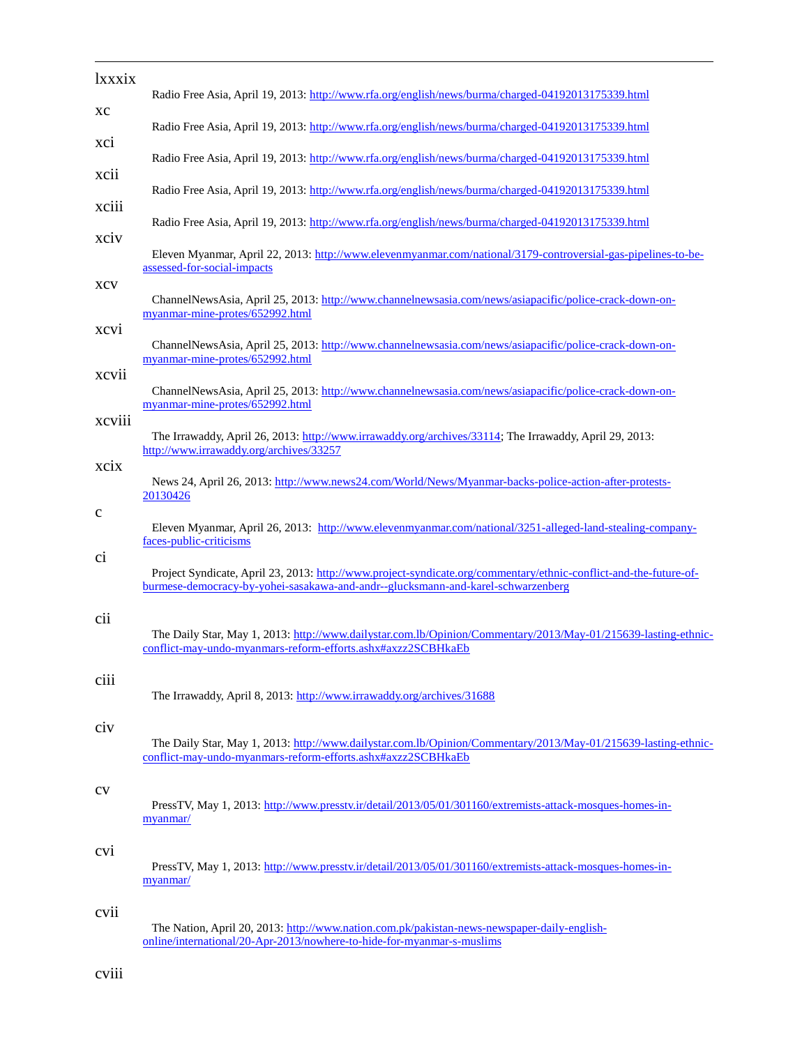lxxxix

Radio Free Asia, April 19, 2013: http://www.rfa.org/english/news/burma/charged-04192013175339.html

xc

Radio Free Asia, April 19, 2013: http://www.rfa.org/english/news/burma/charged-04192013175339.html

xci

Radio Free Asia, April 19, 2013: http://www.rfa.org/english/news/burma/charged-04192013175339.html

xcii

Radio Free Asia, April 19, 2013: http://www.rfa.org/english/news/burma/charged-04192013175339.html

xciii

Radio Free Asia, April 19, 2013: http://www.rfa.org/english/news/burma/charged-04192013175339.html

xciv

Eleven Myanmar, April 22, 2013: http://www.elevenmyanmar.com/national/3179-controversial-gas-pipelines-to-be-assessed-for-social-impacts

xcv

ChannelNewsAsia, April 25, 2013: http://www.channelnewsasia.com/news/asiapacific/police-crack-down-on-myanmar-mine-protes/652992.html

xcvi

ChannelNewsAsia, April 25, 2013: http://www.channelnewsasia.com/news/asiapacific/police-crack-down-on-myanmar-mine-protes/652992.html

xcvii

ChannelNewsAsia, April 25, 2013: http://www.channelnewsasia.com/news/asiapacific/police-crack-down-on-myanmar-mine-protes/652992.html

xcviii

The Irrawaddy, April 26, 2013: http://www.irrawaddy.org/archives/33114; The Irrawaddy, April 29, 2013: http://www.irrawaddy.org/archives/33257

xcix

News 24, April 26, 2013: http://www.news24.com/World/News/Myanmar-backs-police-action-after-protests-20130426

c

Eleven Myanmar, April 26, 2013: http://www.elevenmyanmar.com/national/3251-alleged-land-stealing-company-faces-public-criticisms

ci

Project Syndicate, April 23, 2013: http://www.project-syndicate.org/commentary/ethnic-conflict-and-the-future-of-burmese-democracy-by-yohei-sasakawa-and-andr--glucksmann-and-karel-schwarzenberg

cii

The Daily Star, May 1, 2013: http://www.dailystar.com.lb/Opinion/Commentary/2013/May-01/215639-lasting-ethnic-conflict-may-undo-myanmars-reform-efforts.ashx#axzz2SCBHkaEb

ciii

The Irrawaddy, April 8, 2013: http://www.irrawaddy.org/archives/31688

civ

The Daily Star, May 1, 2013: http://www.dailystar.com.lb/Opinion/Commentary/2013/May-01/215639-lasting-ethnic-conflict-may-undo-myanmars-reform-efforts.ashx#axzz2SCBHkaEb

cv

PressTV, May 1, 2013: http://www.presstv.ir/detail/2013/05/01/301160/extremists-attack-mosques-homes-in-myanmar/

cvi

PressTV, May 1, 2013: http://www.presstv.ir/detail/2013/05/01/301160/extremists-attack-mosques-homes-in-myanmar/

cvii

The Nation, April 20, 2013: http://www.nation.com.pk/pakistan-news-newspaper-daily-english-online/international/20-Apr-2013/nowhere-to-hide-for-myanmar-s-muslims

cviii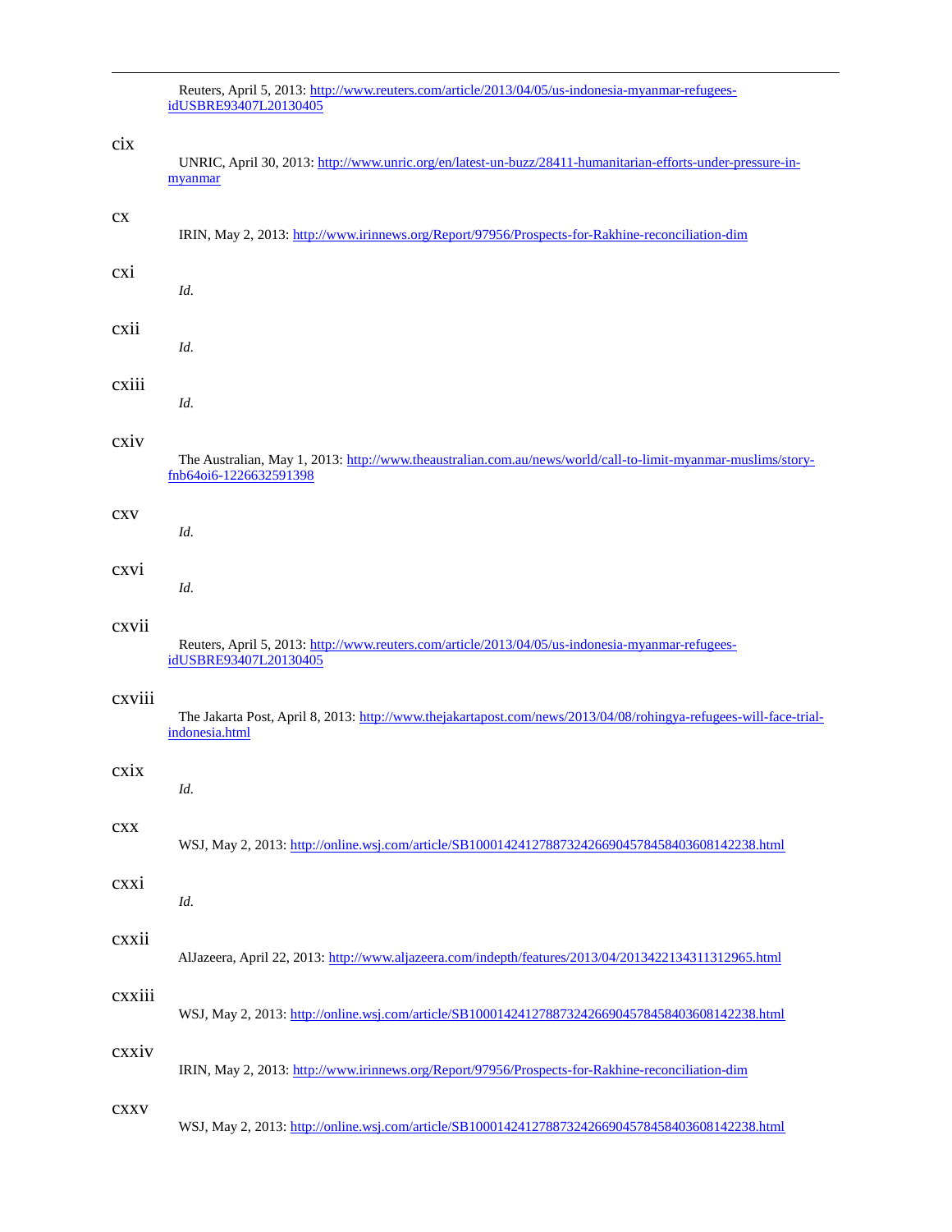Reuters, April 5, 2013: http://www.reuters.com/article/2013/04/05/us-indonesia-myanmar-refugees-idUSBRE93407L20130405

cix

UNRIC, April 30, 2013: http://www.unric.org/en/latest-un-buzz/28411-humanitarian-efforts-under-pressure-in-myanmar

cx

IRIN, May 2, 2013: http://www.irinnews.org/Report/97956/Prospects-for-Rakhine-reconciliation-dim

cxi

*Id.*

cxii

*Id.*

cxiii

*Id.*

cxiv

The Australian, May 1, 2013: http://www.theaustralian.com.au/news/world/call-to-limit-myanmar-muslims/story-fnb64oi6-1226632591398

cxv

*Id.*

cxvi

*Id.*

cxvii

Reuters, April 5, 2013: http://www.reuters.com/article/2013/04/05/us-indonesia-myanmar-refugees-idUSBRE93407L20130405

cxviii

The Jakarta Post, April 8, 2013: http://www.thejakartapost.com/news/2013/04/08/rohingya-refugees-will-face-trial-indonesia.html

cxix

*Id.*

cxx

WSJ, May 2, 2013: http://online.wsj.com/article/SB10001424127887324266904578458403608142238.html

cxxi

*Id.*

cxxii

AlJazeera, April 22, 2013: http://www.aljazeera.com/indepth/features/2013/04/2013422134311312965.html

cxxiii

WSJ, May 2, 2013: http://online.wsj.com/article/SB10001424127887324266904578458403608142238.html

cxxiv

IRIN, May 2, 2013: http://www.irinnews.org/Report/97956/Prospects-for-Rakhine-reconciliation-dim

cxxv

WSJ, May 2, 2013: http://online.wsj.com/article/SB10001424127887324266904578458403608142238.html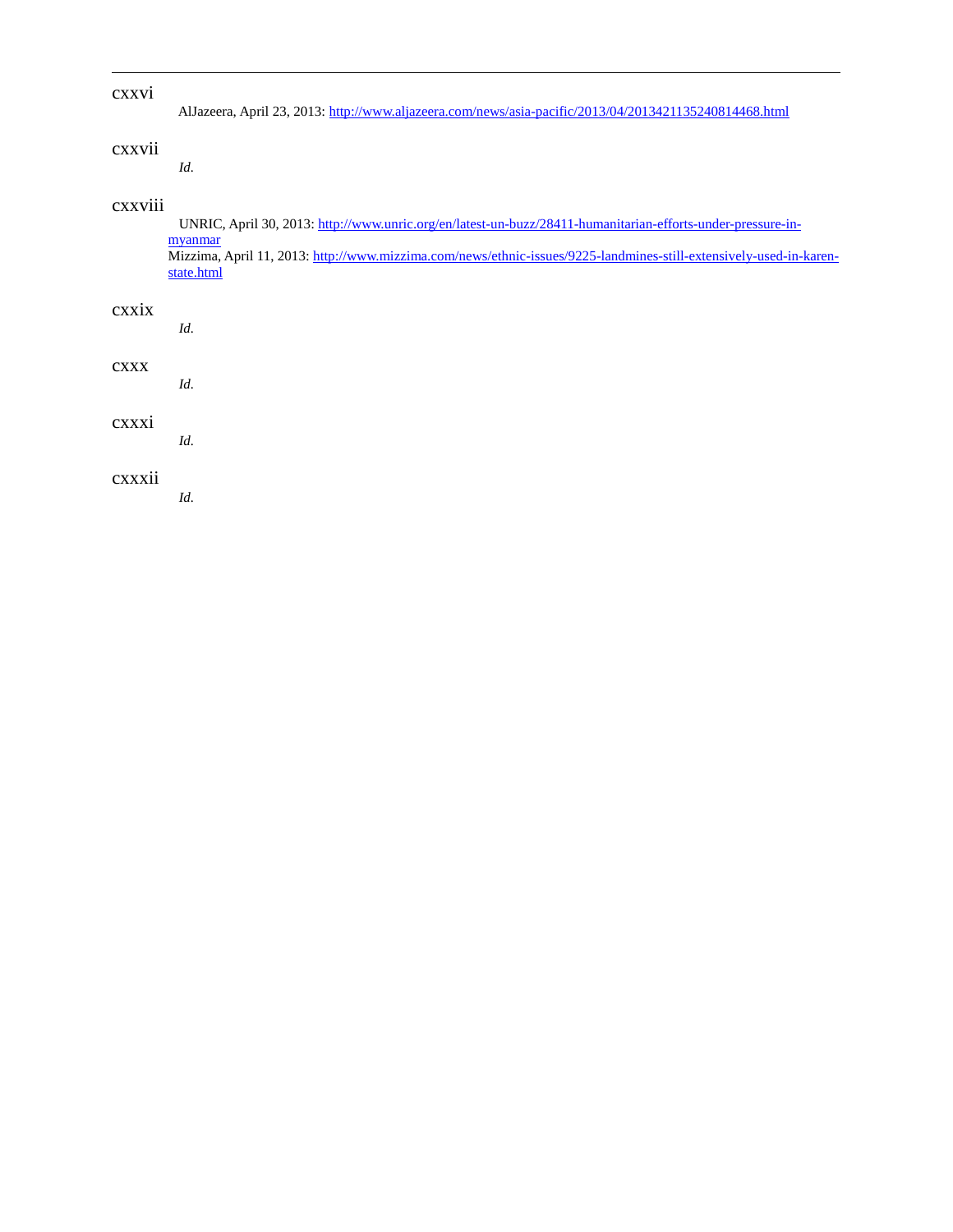cxxvi AlJazeera, April 23, 2013: http://www.aljazeera.com/news/asia-pacific/2013/04/2013421135240814468.html

cxxvii *Id*.

cxxviii UNRIC, April 30, 2013: http://www.unric.org/en/latest-un-buzz/28411-humanitarian-efforts-under-pressure-in-myanmar
Mizzima, April 11, 2013: http://www.mizzima.com/news/ethnic-issues/9225-landmines-still-extensively-used-in-karen-state.html

cxxix *Id*.

cxxx *Id*.

cxxxi *Id*.

cxxxii *Id*.